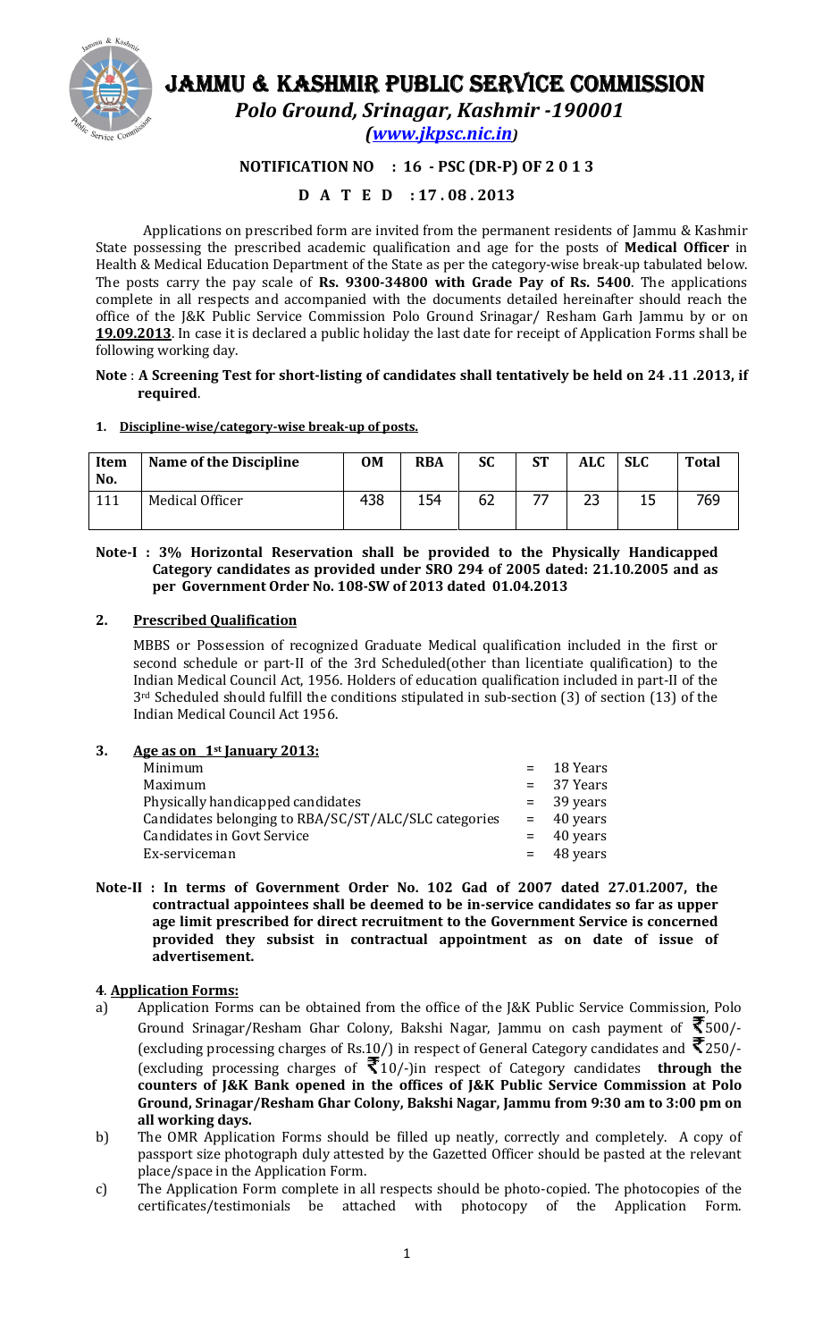# JAMMU & KASHMIR PUBLIC SERVICE COMMISSION

***Polo Ground, Srinagar, Kashmir -190001***

***(www.jkpsc.nic.in)***

**NOTIFICATION NO : 16 - PSC (DR-P) OF 2 0 1 3**

**D A T E D : 17 . 08 . 2013**

Applications on prescribed form are invited from the permanent residents of Jammu & Kashmir State possessing the prescribed academic qualification and age for the posts of **Medical Officer** in Health & Medical Education Department of the State as per the category-wise break-up tabulated below. The posts carry the pay scale of **Rs. 9300-34800 with Grade Pay of Rs. 5400**. The applications complete in all respects and accompanied with the documents detailed hereinafter should reach the office of the J&K Public Service Commission Polo Ground Srinagar/ Resham Garh Jammu by or on **19.09.2013**. In case it is declared a public holiday the last date for receipt of Application Forms shall be following working day.

**Note** : **A Screening Test for short-listing of candidates shall tentatively be held on 24 .11 .2013, if required**.

**1. Discipline-wise/category-wise break-up of posts.**

| Item No. | Name of the Discipline | OM | RBA | SC | ST | ALC | SLC | Total |
|---|---|---|---|---|---|---|---|---|
| 111 | Medical Officer | 438 | 154 | 62 | 77 | 23 | 15 | 769 |

**Note-I : 3% Horizontal Reservation shall be provided to the Physically Handicapped Category candidates as provided under SRO 294 of 2005 dated: 21.10.2005 and as per Government Order No. 108-SW of 2013 dated 01.04.2013**

**2. Prescribed Qualification**

MBBS or Possession of recognized Graduate Medical qualification included in the first or second schedule or part-II of the 3rd Scheduled(other than licentiate qualification) to the Indian Medical Council Act, 1956. Holders of education qualification included in part-II of the 3rd Scheduled should fulfill the conditions stipulated in sub-section (3) of section (13) of the Indian Medical Council Act 1956.

**3. Age as on 1st January 2013:**

| | | |
|---|---|---|
| Minimum | = | 18 Years |
| Maximum | = | 37 Years |
| Physically handicapped candidates | = | 39 years |
| Candidates belonging to RBA/SC/ST/ALC/SLC categories | = | 40 years |
| Candidates in Govt Service | = | 40 years |
| Ex-serviceman | = | 48 years |

**Note-II : In terms of Government Order No. 102 Gad of 2007 dated 27.01.2007, the contractual appointees shall be deemed to be in-service candidates so far as upper age limit prescribed for direct recruitment to the Government Service is concerned provided they subsist in contractual appointment as on date of issue of advertisement.**

**4. Application Forms:**

a) Application Forms can be obtained from the office of the J&K Public Service Commission, Polo Ground Srinagar/Resham Ghar Colony, Bakshi Nagar, Jammu on cash payment of ₹500/- (excluding processing charges of Rs.10/) in respect of General Category candidates and ₹250/- (excluding processing charges of ₹10/-)in respect of Category candidates **through the counters of J&K Bank opened in the offices of J&K Public Service Commission at Polo Ground, Srinagar/Resham Ghar Colony, Bakshi Nagar, Jammu from 9:30 am to 3:00 pm on all working days.**

b) The OMR Application Forms should be filled up neatly, correctly and completely. A copy of passport size photograph duly attested by the Gazetted Officer should be pasted at the relevant place/space in the Application Form.

c) The Application Form complete in all respects should be photo-copied. The photocopies of the certificates/testimonials be attached with photocopy of the Application Form.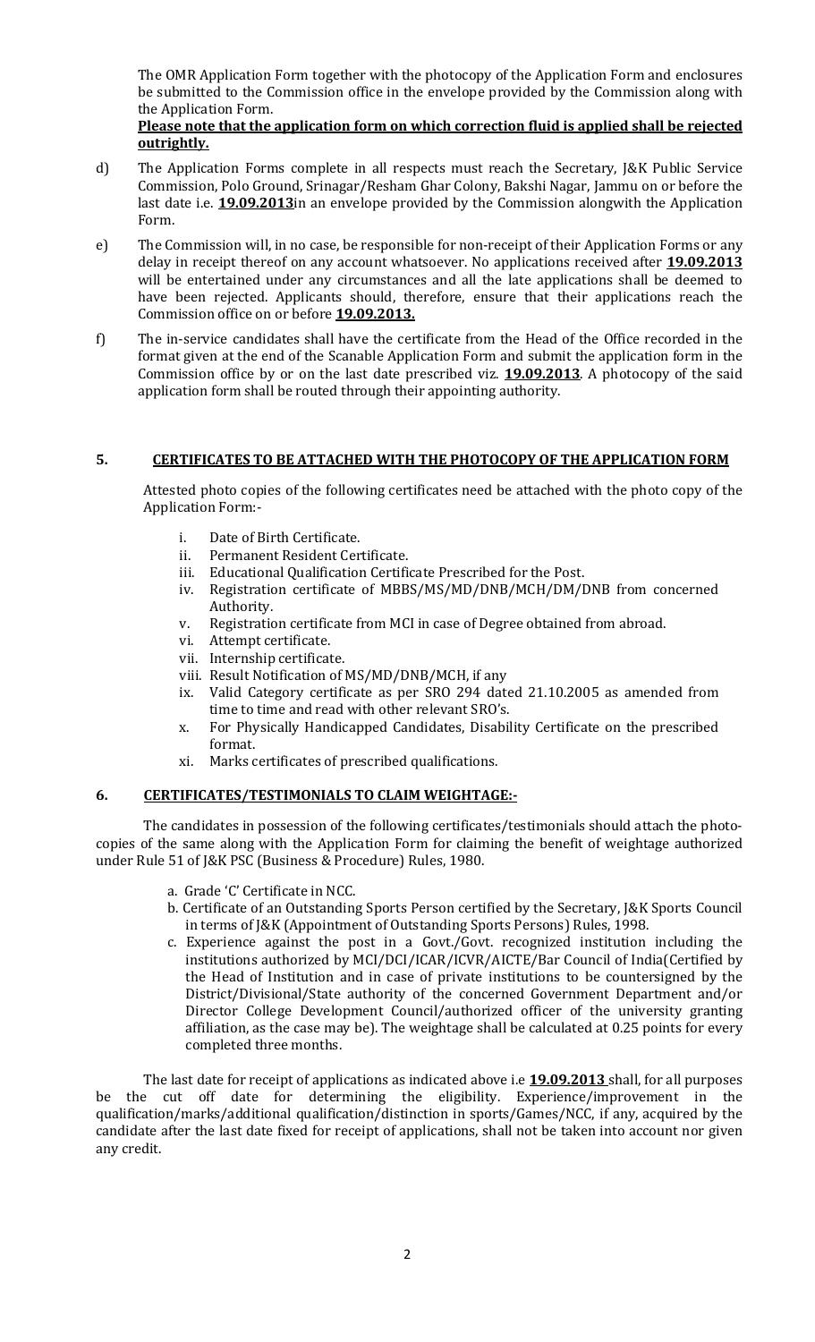The OMR Application Form together with the photocopy of the Application Form and enclosures be submitted to the Commission office in the envelope provided by the Commission along with the Application Form.

**Please note that the application form on which correction fluid is applied shall be rejected outrightly.**

d) The Application Forms complete in all respects must reach the Secretary, J&K Public Service Commission, Polo Ground, Srinagar/Resham Ghar Colony, Bakshi Nagar, Jammu on or before the last date i.e. **19.09.2013**in an envelope provided by the Commission alongwith the Application Form.

e) The Commission will, in no case, be responsible for non-receipt of their Application Forms or any delay in receipt thereof on any account whatsoever. No applications received after **19.09.2013** will be entertained under any circumstances and all the late applications shall be deemed to have been rejected. Applicants should, therefore, ensure that their applications reach the Commission office on or before **19.09.2013.**

f) The in-service candidates shall have the certificate from the Head of the Office recorded in the format given at the end of the Scanable Application Form and submit the application form in the Commission office by or on the last date prescribed viz. **19.09.2013**. A photocopy of the said application form shall be routed through their appointing authority.

## 5. CERTIFICATES TO BE ATTACHED WITH THE PHOTOCOPY OF THE APPLICATION FORM

Attested photo copies of the following certificates need be attached with the photo copy of the Application Form:-

i. Date of Birth Certificate.
ii. Permanent Resident Certificate.
iii. Educational Qualification Certificate Prescribed for the Post.
iv. Registration certificate of MBBS/MS/MD/DNB/MCH/DM/DNB from concerned Authority.
v. Registration certificate from MCI in case of Degree obtained from abroad.
vi. Attempt certificate.
vii. Internship certificate.
viii. Result Notification of MS/MD/DNB/MCH, if any
ix. Valid Category certificate as per SRO 294 dated 21.10.2005 as amended from time to time and read with other relevant SRO's.
x. For Physically Handicapped Candidates, Disability Certificate on the prescribed format.
xi. Marks certificates of prescribed qualifications.

## 6. CERTIFICATES/TESTIMONIALS TO CLAIM WEIGHTAGE:-

The candidates in possession of the following certificates/testimonials should attach the photo-copies of the same along with the Application Form for claiming the benefit of weightage authorized under Rule 51 of J&K PSC (Business & Procedure) Rules, 1980.

a. Grade 'C' Certificate in NCC.
b. Certificate of an Outstanding Sports Person certified by the Secretary, J&K Sports Council in terms of J&K (Appointment of Outstanding Sports Persons) Rules, 1998.
c. Experience against the post in a Govt./Govt. recognized institution including the institutions authorized by MCI/DCI/ICAR/ICVR/AICTE/Bar Council of India(Certified by the Head of Institution and in case of private institutions to be countersigned by the District/Divisional/State authority of the concerned Government Department and/or Director College Development Council/authorized officer of the university granting affiliation, as the case may be). The weightage shall be calculated at 0.25 points for every completed three months.

The last date for receipt of applications as indicated above i.e **19.09.2013** shall, for all purposes be the cut off date for determining the eligibility. Experience/improvement in the qualification/marks/additional qualification/distinction in sports/Games/NCC, if any, acquired by the candidate after the last date fixed for receipt of applications, shall not be taken into account nor given any credit.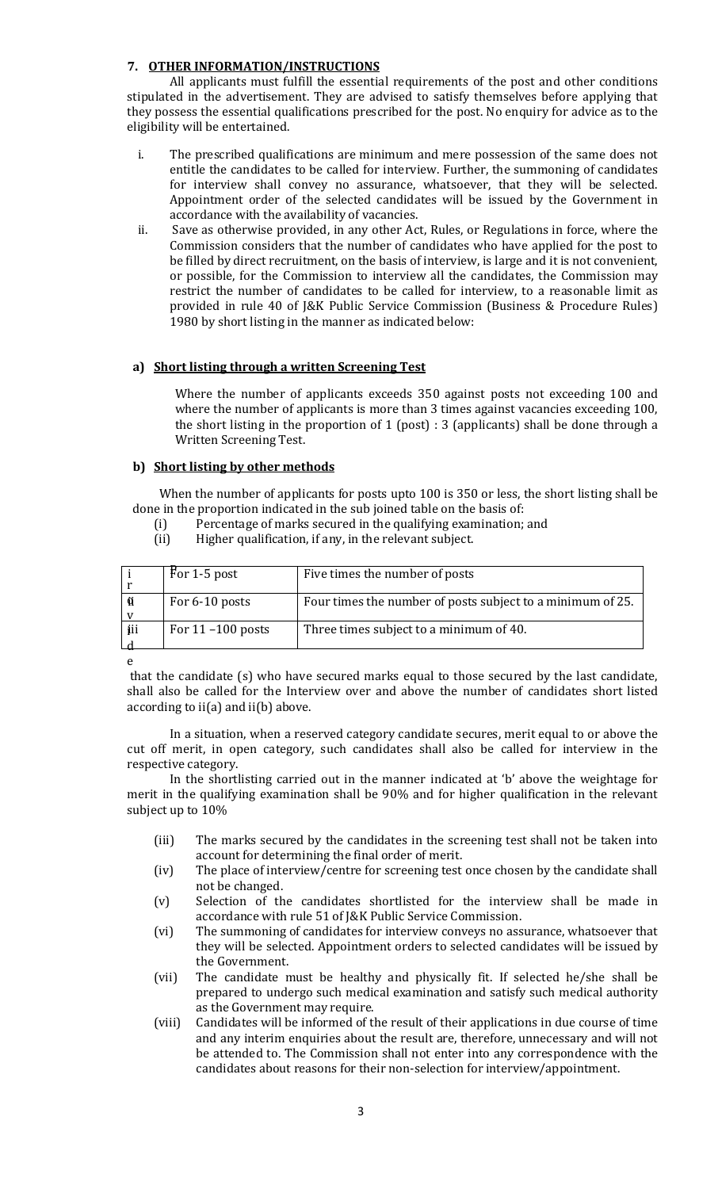**7. OTHER INFORMATION/INSTRUCTIONS**

All applicants must fulfill the essential requirements of the post and other conditions stipulated in the advertisement. They are advised to satisfy themselves before applying that they possess the essential qualifications prescribed for the post. No enquiry for advice as to the eligibility will be entertained.

i. The prescribed qualifications are minimum and mere possession of the same does not entitle the candidates to be called for interview. Further, the summoning of candidates for interview shall convey no assurance, whatsoever, that they will be selected. Appointment order of the selected candidates will be issued by the Government in accordance with the availability of vacancies.

ii. Save as otherwise provided, in any other Act, Rules, or Regulations in force, where the Commission considers that the number of candidates who have applied for the post to be filled by direct recruitment, on the basis of interview, is large and it is not convenient, or possible, for the Commission to interview all the candidates, the Commission may restrict the number of candidates to be called for interview, to a reasonable limit as provided in rule 40 of J&K Public Service Commission (Business & Procedure Rules) 1980 by short listing in the manner as indicated below:

**a) Short listing through a written Screening Test**

Where the number of applicants exceeds 350 against posts not exceeding 100 and where the number of applicants is more than 3 times against vacancies exceeding 100, the short listing in the proportion of 1 (post) : 3 (applicants) shall be done through a Written Screening Test.

**b) Short listing by other methods**

When the number of applicants for posts upto 100 is 350 or less, the short listing shall be done in the proportion indicated in the sub joined table on the basis of:

(i) Percentage of marks secured in the qualifying examination; and
(ii) Higher qualification, if any, in the relevant subject.

| | | |
|---|---|---|
| i | For 1-5 post | Five times the number of posts |
| ii | For 6-10 posts | Four times the number of posts subject to a minimum of 25. |
| iii | For 11 –100 posts | Three times subject to a minimum of 40. |

Provided that the candidate (s) who have secured marks equal to those secured by the last candidate, shall also be called for the Interview over and above the number of candidates short listed according to ii(a) and ii(b) above.

In a situation, when a reserved category candidate secures, merit equal to or above the cut off merit, in open category, such candidates shall also be called for interview in the respective category.

In the shortlisting carried out in the manner indicated at 'b' above the weightage for merit in the qualifying examination shall be 90% and for higher qualification in the relevant subject up to 10%

(iii) The marks secured by the candidates in the screening test shall not be taken into account for determining the final order of merit.

(iv) The place of interview/centre for screening test once chosen by the candidate shall not be changed.

(v) Selection of the candidates shortlisted for the interview shall be made in accordance with rule 51 of J&K Public Service Commission.

(vi) The summoning of candidates for interview conveys no assurance, whatsoever that they will be selected. Appointment orders to selected candidates will be issued by the Government.

(vii) The candidate must be healthy and physically fit. If selected he/she shall be prepared to undergo such medical examination and satisfy such medical authority as the Government may require.

(viii) Candidates will be informed of the result of their applications in due course of time and any interim enquiries about the result are, therefore, unnecessary and will not be attended to. The Commission shall not enter into any correspondence with the candidates about reasons for their non-selection for interview/appointment.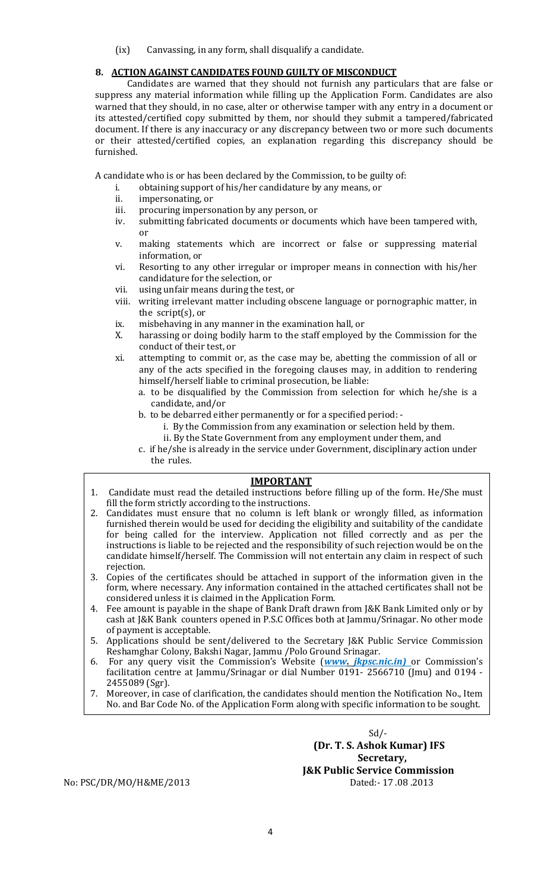(ix) Canvassing, in any form, shall disqualify a candidate.

**8. ACTION AGAINST CANDIDATES FOUND GUILTY OF MISCONDUCT**

Candidates are warned that they should not furnish any particulars that are false or suppress any material information while filling up the Application Form. Candidates are also warned that they should, in no case, alter or otherwise tamper with any entry in a document or its attested/certified copy submitted by them, nor should they submit a tampered/fabricated document. If there is any inaccuracy or any discrepancy between two or more such documents or their attested/certified copies, an explanation regarding this discrepancy should be furnished.

A candidate who is or has been declared by the Commission, to be guilty of:

i. obtaining support of his/her candidature by any means, or
ii. impersonating, or
iii. procuring impersonation by any person, or
iv. submitting fabricated documents or documents which have been tampered with, or
v. making statements which are incorrect or false or suppressing material information, or
vi. Resorting to any other irregular or improper means in connection with his/her candidature for the selection, or
vii. using unfair means during the test, or
viii. writing irrelevant matter including obscene language or pornographic matter, in the script(s), or
ix. misbehaving in any manner in the examination hall, or
X. harassing or doing bodily harm to the staff employed by the Commission for the conduct of their test, or
xi. attempting to commit or, as the case may be, abetting the commission of all or any of the acts specified in the foregoing clauses may, in addition to rendering himself/herself liable to criminal prosecution, be liable:
  a. to be disqualified by the Commission from selection for which he/she is a candidate, and/or
  b. to be debarred either permanently or for a specified period: -
     i. By the Commission from any examination or selection held by them.
     ii. By the State Government from any employment under them, and
  c. if he/she is already in the service under Government, disciplinary action under the rules.

**IMPORTANT**

1. Candidate must read the detailed instructions before filling up of the form. He/She must fill the form strictly according to the instructions.
2. Candidates must ensure that no column is left blank or wrongly filled, as information furnished therein would be used for deciding the eligibility and suitability of the candidate for being called for the interview. Application not filled correctly and as per the instructions is liable to be rejected and the responsibility of such rejection would be on the candidate himself/herself. The Commission will not entertain any claim in respect of such rejection.
3. Copies of the certificates should be attached in support of the information given in the form, where necessary. Any information contained in the attached certificates shall not be considered unless it is claimed in the Application Form.
4. Fee amount is payable in the shape of Bank Draft drawn from J&K Bank Limited only or by cash at J&K Bank counters opened in P.S.C Offices both at Jammu/Srinagar. No other mode of payment is acceptable.
5. Applications should be sent/delivered to the Secretary J&K Public Service Commission Reshamghar Colony, Bakshi Nagar, Jammu /Polo Ground Srinagar.
6. For any query visit the Commission's Website (***www. jkpsc.nic.in)*** or Commission's facilitation centre at Jammu/Srinagar or dial Number 0191- 2566710 (Jmu) and 0194 - 2455089 (Sgr).
7. Moreover, in case of clarification, the candidates should mention the Notification No., Item No. and Bar Code No. of the Application Form along with specific information to be sought.

Sd/-
**(Dr. T. S. Ashok Kumar) IFS**
**Secretary,**
**J&K Public Service Commission**

No: PSC/DR/MO/H&ME/2013 Dated:- 17 .08 .2013